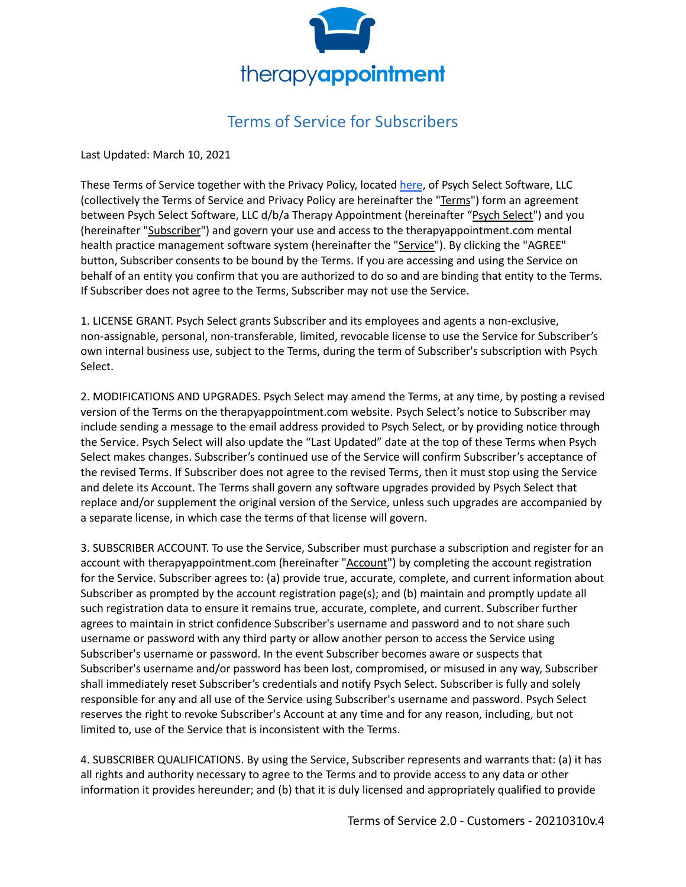therapyappointment

# Terms of Service for Subscribers

Last Updated: March 10, 2021

These Terms of Service together with the Privacy Policy, located here, of Psych Select Software, LLC (collectively the Terms of Service and Privacy Policy are hereinafter the "Terms") form an agreement between Psych Select Software, LLC d/b/a Therapy Appointment (hereinafter "Psych Select") and you (hereinafter "Subscriber") and govern your use and access to the therapyappointment.com mental health practice management software system (hereinafter the "Service"). By clicking the "AGREE" button, Subscriber consents to be bound by the Terms. If you are accessing and using the Service on behalf of an entity you confirm that you are authorized to do so and are binding that entity to the Terms. If Subscriber does not agree to the Terms, Subscriber may not use the Service.

1. LICENSE GRANT. Psych Select grants Subscriber and its employees and agents a non-exclusive, non-assignable, personal, non-transferable, limited, revocable license to use the Service for Subscriber's own internal business use, subject to the Terms, during the term of Subscriber's subscription with Psych Select.

2. MODIFICATIONS AND UPGRADES. Psych Select may amend the Terms, at any time, by posting a revised version of the Terms on the therapyappointment.com website. Psych Select's notice to Subscriber may include sending a message to the email address provided to Psych Select, or by providing notice through the Service. Psych Select will also update the "Last Updated" date at the top of these Terms when Psych Select makes changes. Subscriber's continued use of the Service will confirm Subscriber's acceptance of the revised Terms. If Subscriber does not agree to the revised Terms, then it must stop using the Service and delete its Account. The Terms shall govern any software upgrades provided by Psych Select that replace and/or supplement the original version of the Service, unless such upgrades are accompanied by a separate license, in which case the terms of that license will govern.

3. SUBSCRIBER ACCOUNT. To use the Service, Subscriber must purchase a subscription and register for an account with therapyappointment.com (hereinafter "Account") by completing the account registration for the Service. Subscriber agrees to: (a) provide true, accurate, complete, and current information about Subscriber as prompted by the account registration page(s); and (b) maintain and promptly update all such registration data to ensure it remains true, accurate, complete, and current. Subscriber further agrees to maintain in strict confidence Subscriber's username and password and to not share such username or password with any third party or allow another person to access the Service using Subscriber's username or password. In the event Subscriber becomes aware or suspects that Subscriber's username and/or password has been lost, compromised, or misused in any way, Subscriber shall immediately reset Subscriber's credentials and notify Psych Select. Subscriber is fully and solely responsible for any and all use of the Service using Subscriber's username and password. Psych Select reserves the right to revoke Subscriber's Account at any time and for any reason, including, but not limited to, use of the Service that is inconsistent with the Terms.

4. SUBSCRIBER QUALIFICATIONS. By using the Service, Subscriber represents and warrants that: (a) it has all rights and authority necessary to agree to the Terms and to provide access to any data or other information it provides hereunder; and (b) that it is duly licensed and appropriately qualified to provide

Terms of Service 2.0 - Customers - 20210310v.4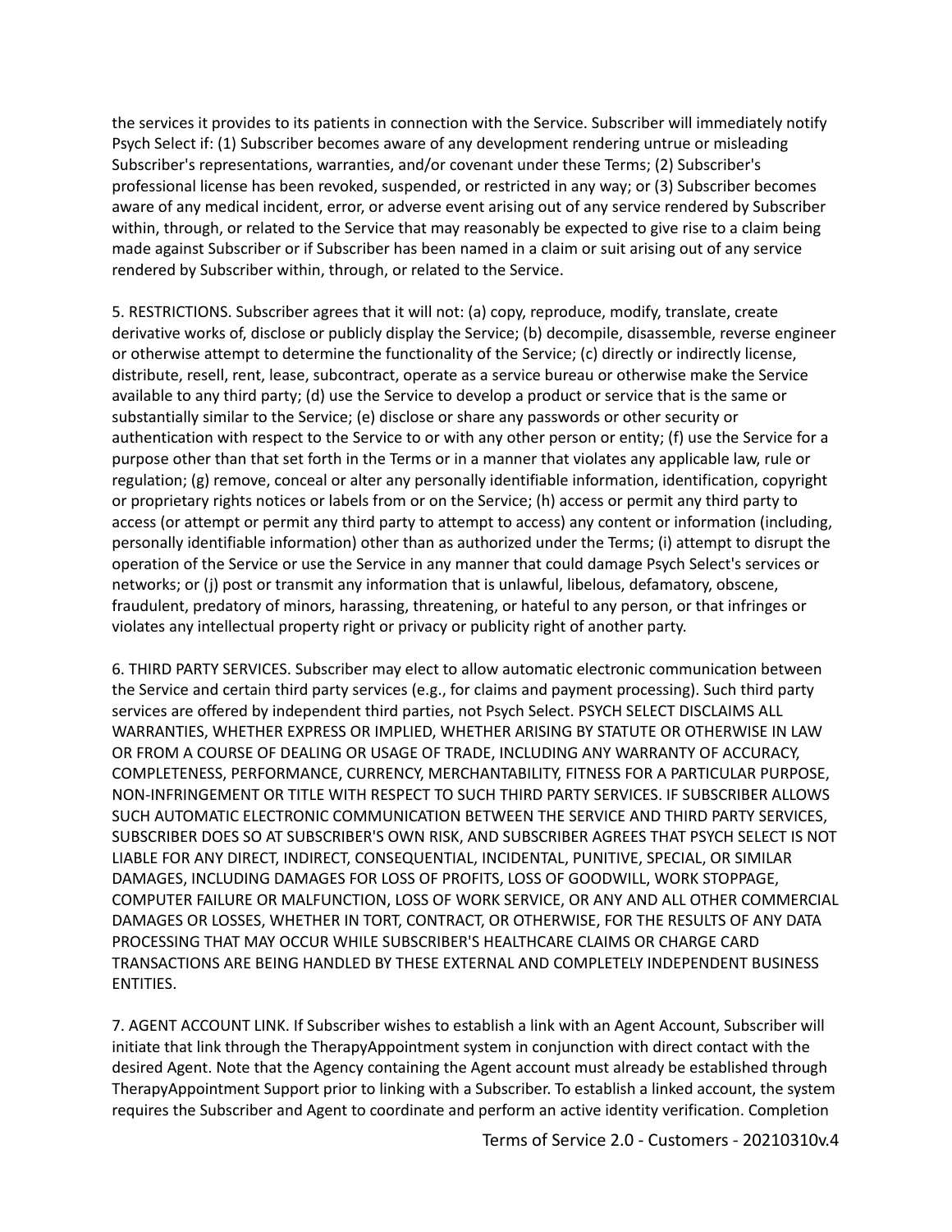the services it provides to its patients in connection with the Service. Subscriber will immediately notify Psych Select if: (1) Subscriber becomes aware of any development rendering untrue or misleading Subscriber's representations, warranties, and/or covenant under these Terms; (2) Subscriber's professional license has been revoked, suspended, or restricted in any way; or (3) Subscriber becomes aware of any medical incident, error, or adverse event arising out of any service rendered by Subscriber within, through, or related to the Service that may reasonably be expected to give rise to a claim being made against Subscriber or if Subscriber has been named in a claim or suit arising out of any service rendered by Subscriber within, through, or related to the Service.

5. RESTRICTIONS. Subscriber agrees that it will not: (a) copy, reproduce, modify, translate, create derivative works of, disclose or publicly display the Service; (b) decompile, disassemble, reverse engineer or otherwise attempt to determine the functionality of the Service; (c) directly or indirectly license, distribute, resell, rent, lease, subcontract, operate as a service bureau or otherwise make the Service available to any third party; (d) use the Service to develop a product or service that is the same or substantially similar to the Service; (e) disclose or share any passwords or other security or authentication with respect to the Service to or with any other person or entity; (f) use the Service for a purpose other than that set forth in the Terms or in a manner that violates any applicable law, rule or regulation; (g) remove, conceal or alter any personally identifiable information, identification, copyright or proprietary rights notices or labels from or on the Service; (h) access or permit any third party to access (or attempt or permit any third party to attempt to access) any content or information (including, personally identifiable information) other than as authorized under the Terms; (i) attempt to disrupt the operation of the Service or use the Service in any manner that could damage Psych Select's services or networks; or (j) post or transmit any information that is unlawful, libelous, defamatory, obscene, fraudulent, predatory of minors, harassing, threatening, or hateful to any person, or that infringes or violates any intellectual property right or privacy or publicity right of another party.

6. THIRD PARTY SERVICES. Subscriber may elect to allow automatic electronic communication between the Service and certain third party services (e.g., for claims and payment processing). Such third party services are offered by independent third parties, not Psych Select. PSYCH SELECT DISCLAIMS ALL WARRANTIES, WHETHER EXPRESS OR IMPLIED, WHETHER ARISING BY STATUTE OR OTHERWISE IN LAW OR FROM A COURSE OF DEALING OR USAGE OF TRADE, INCLUDING ANY WARRANTY OF ACCURACY, COMPLETENESS, PERFORMANCE, CURRENCY, MERCHANTABILITY, FITNESS FOR A PARTICULAR PURPOSE, NON-INFRINGEMENT OR TITLE WITH RESPECT TO SUCH THIRD PARTY SERVICES. IF SUBSCRIBER ALLOWS SUCH AUTOMATIC ELECTRONIC COMMUNICATION BETWEEN THE SERVICE AND THIRD PARTY SERVICES, SUBSCRIBER DOES SO AT SUBSCRIBER'S OWN RISK, AND SUBSCRIBER AGREES THAT PSYCH SELECT IS NOT LIABLE FOR ANY DIRECT, INDIRECT, CONSEQUENTIAL, INCIDENTAL, PUNITIVE, SPECIAL, OR SIMILAR DAMAGES, INCLUDING DAMAGES FOR LOSS OF PROFITS, LOSS OF GOODWILL, WORK STOPPAGE, COMPUTER FAILURE OR MALFUNCTION, LOSS OF WORK SERVICE, OR ANY AND ALL OTHER COMMERCIAL DAMAGES OR LOSSES, WHETHER IN TORT, CONTRACT, OR OTHERWISE, FOR THE RESULTS OF ANY DATA PROCESSING THAT MAY OCCUR WHILE SUBSCRIBER'S HEALTHCARE CLAIMS OR CHARGE CARD TRANSACTIONS ARE BEING HANDLED BY THESE EXTERNAL AND COMPLETELY INDEPENDENT BUSINESS ENTITIES.

7. AGENT ACCOUNT LINK. If Subscriber wishes to establish a link with an Agent Account, Subscriber will initiate that link through the TherapyAppointment system in conjunction with direct contact with the desired Agent. Note that the Agency containing the Agent account must already be established through TherapyAppointment Support prior to linking with a Subscriber. To establish a linked account, the system requires the Subscriber and Agent to coordinate and perform an active identity verification. Completion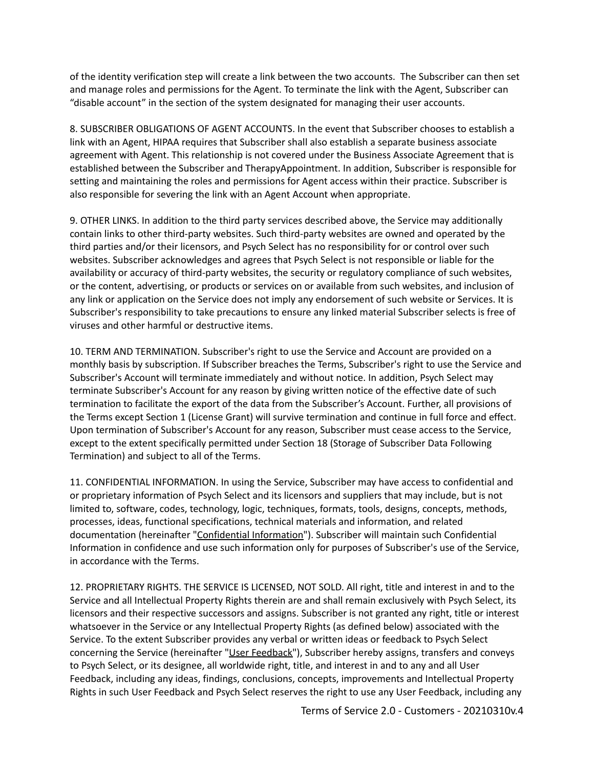of the identity verification step will create a link between the two accounts. The Subscriber can then set and manage roles and permissions for the Agent. To terminate the link with the Agent, Subscriber can “disable account” in the section of the system designated for managing their user accounts.

8. SUBSCRIBER OBLIGATIONS OF AGENT ACCOUNTS. In the event that Subscriber chooses to establish a link with an Agent, HIPAA requires that Subscriber shall also establish a separate business associate agreement with Agent. This relationship is not covered under the Business Associate Agreement that is established between the Subscriber and TherapyAppointment. In addition, Subscriber is responsible for setting and maintaining the roles and permissions for Agent access within their practice. Subscriber is also responsible for severing the link with an Agent Account when appropriate.

9. OTHER LINKS. In addition to the third party services described above, the Service may additionally contain links to other third-party websites. Such third-party websites are owned and operated by the third parties and/or their licensors, and Psych Select has no responsibility for or control over such websites. Subscriber acknowledges and agrees that Psych Select is not responsible or liable for the availability or accuracy of third-party websites, the security or regulatory compliance of such websites, or the content, advertising, or products or services on or available from such websites, and inclusion of any link or application on the Service does not imply any endorsement of such website or Services. It is Subscriber's responsibility to take precautions to ensure any linked material Subscriber selects is free of viruses and other harmful or destructive items.

10. TERM AND TERMINATION. Subscriber's right to use the Service and Account are provided on a monthly basis by subscription. If Subscriber breaches the Terms, Subscriber's right to use the Service and Subscriber's Account will terminate immediately and without notice. In addition, Psych Select may terminate Subscriber's Account for any reason by giving written notice of the effective date of such termination to facilitate the export of the data from the Subscriber’s Account. Further, all provisions of the Terms except Section 1 (License Grant) will survive termination and continue in full force and effect. Upon termination of Subscriber's Account for any reason, Subscriber must cease access to the Service, except to the extent specifically permitted under Section 18 (Storage of Subscriber Data Following Termination) and subject to all of the Terms.

11. CONFIDENTIAL INFORMATION. In using the Service, Subscriber may have access to confidential and or proprietary information of Psych Select and its licensors and suppliers that may include, but is not limited to, software, codes, technology, logic, techniques, formats, tools, designs, concepts, methods, processes, ideas, functional specifications, technical materials and information, and related documentation (hereinafter "Confidential Information"). Subscriber will maintain such Confidential Information in confidence and use such information only for purposes of Subscriber's use of the Service, in accordance with the Terms.

12. PROPRIETARY RIGHTS. THE SERVICE IS LICENSED, NOT SOLD. All right, title and interest in and to the Service and all Intellectual Property Rights therein are and shall remain exclusively with Psych Select, its licensors and their respective successors and assigns. Subscriber is not granted any right, title or interest whatsoever in the Service or any Intellectual Property Rights (as defined below) associated with the Service. To the extent Subscriber provides any verbal or written ideas or feedback to Psych Select concerning the Service (hereinafter "User Feedback"), Subscriber hereby assigns, transfers and conveys to Psych Select, or its designee, all worldwide right, title, and interest in and to any and all User Feedback, including any ideas, findings, conclusions, concepts, improvements and Intellectual Property Rights in such User Feedback and Psych Select reserves the right to use any User Feedback, including any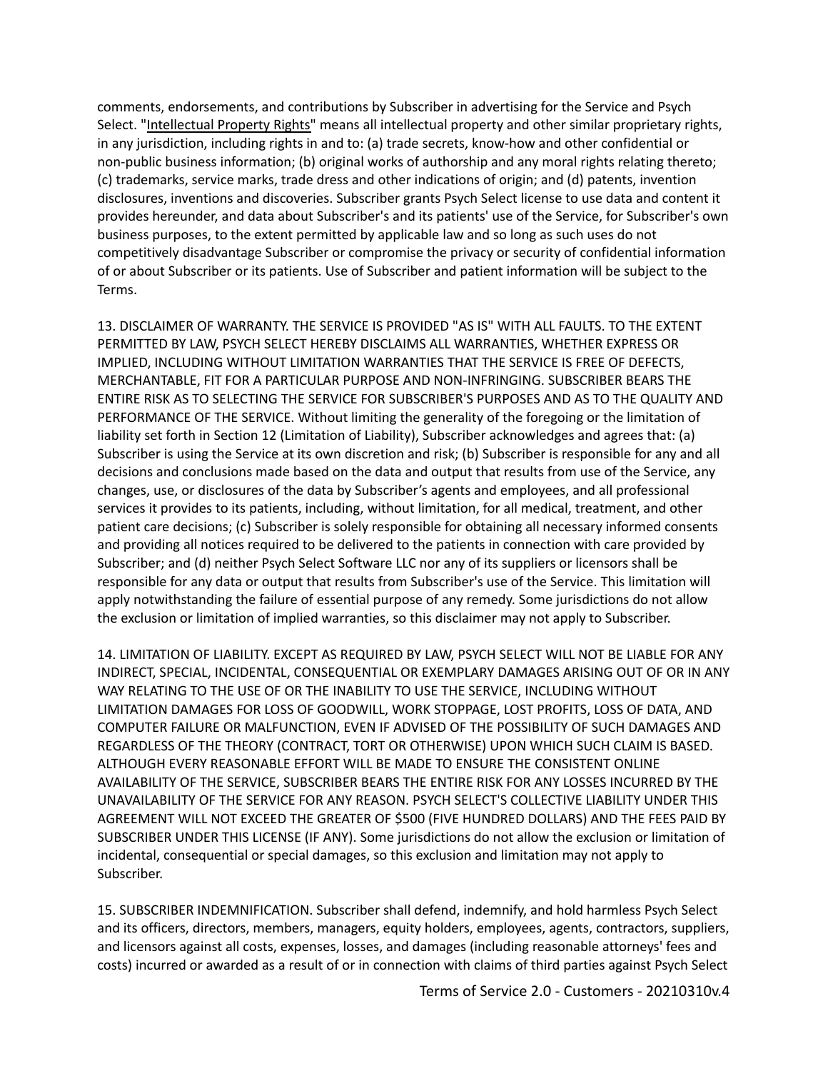comments, endorsements, and contributions by Subscriber in advertising for the Service and Psych Select. "Intellectual Property Rights" means all intellectual property and other similar proprietary rights, in any jurisdiction, including rights in and to: (a) trade secrets, know-how and other confidential or non-public business information; (b) original works of authorship and any moral rights relating thereto; (c) trademarks, service marks, trade dress and other indications of origin; and (d) patents, invention disclosures, inventions and discoveries. Subscriber grants Psych Select license to use data and content it provides hereunder, and data about Subscriber's and its patients' use of the Service, for Subscriber's own business purposes, to the extent permitted by applicable law and so long as such uses do not competitively disadvantage Subscriber or compromise the privacy or security of confidential information of or about Subscriber or its patients. Use of Subscriber and patient information will be subject to the Terms.

13. DISCLAIMER OF WARRANTY. THE SERVICE IS PROVIDED "AS IS" WITH ALL FAULTS. TO THE EXTENT PERMITTED BY LAW, PSYCH SELECT HEREBY DISCLAIMS ALL WARRANTIES, WHETHER EXPRESS OR IMPLIED, INCLUDING WITHOUT LIMITATION WARRANTIES THAT THE SERVICE IS FREE OF DEFECTS, MERCHANTABLE, FIT FOR A PARTICULAR PURPOSE AND NON-INFRINGING. SUBSCRIBER BEARS THE ENTIRE RISK AS TO SELECTING THE SERVICE FOR SUBSCRIBER'S PURPOSES AND AS TO THE QUALITY AND PERFORMANCE OF THE SERVICE. Without limiting the generality of the foregoing or the limitation of liability set forth in Section 12 (Limitation of Liability), Subscriber acknowledges and agrees that: (a) Subscriber is using the Service at its own discretion and risk; (b) Subscriber is responsible for any and all decisions and conclusions made based on the data and output that results from use of the Service, any changes, use, or disclosures of the data by Subscriber's agents and employees, and all professional services it provides to its patients, including, without limitation, for all medical, treatment, and other patient care decisions; (c) Subscriber is solely responsible for obtaining all necessary informed consents and providing all notices required to be delivered to the patients in connection with care provided by Subscriber; and (d) neither Psych Select Software LLC nor any of its suppliers or licensors shall be responsible for any data or output that results from Subscriber's use of the Service. This limitation will apply notwithstanding the failure of essential purpose of any remedy. Some jurisdictions do not allow the exclusion or limitation of implied warranties, so this disclaimer may not apply to Subscriber.

14. LIMITATION OF LIABILITY. EXCEPT AS REQUIRED BY LAW, PSYCH SELECT WILL NOT BE LIABLE FOR ANY INDIRECT, SPECIAL, INCIDENTAL, CONSEQUENTIAL OR EXEMPLARY DAMAGES ARISING OUT OF OR IN ANY WAY RELATING TO THE USE OF OR THE INABILITY TO USE THE SERVICE, INCLUDING WITHOUT LIMITATION DAMAGES FOR LOSS OF GOODWILL, WORK STOPPAGE, LOST PROFITS, LOSS OF DATA, AND COMPUTER FAILURE OR MALFUNCTION, EVEN IF ADVISED OF THE POSSIBILITY OF SUCH DAMAGES AND REGARDLESS OF THE THEORY (CONTRACT, TORT OR OTHERWISE) UPON WHICH SUCH CLAIM IS BASED. ALTHOUGH EVERY REASONABLE EFFORT WILL BE MADE TO ENSURE THE CONSISTENT ONLINE AVAILABILITY OF THE SERVICE, SUBSCRIBER BEARS THE ENTIRE RISK FOR ANY LOSSES INCURRED BY THE UNAVAILABILITY OF THE SERVICE FOR ANY REASON. PSYCH SELECT'S COLLECTIVE LIABILITY UNDER THIS AGREEMENT WILL NOT EXCEED THE GREATER OF $500 (FIVE HUNDRED DOLLARS) AND THE FEES PAID BY SUBSCRIBER UNDER THIS LICENSE (IF ANY). Some jurisdictions do not allow the exclusion or limitation of incidental, consequential or special damages, so this exclusion and limitation may not apply to Subscriber.

15. SUBSCRIBER INDEMNIFICATION. Subscriber shall defend, indemnify, and hold harmless Psych Select and its officers, directors, members, managers, equity holders, employees, agents, contractors, suppliers, and licensors against all costs, expenses, losses, and damages (including reasonable attorneys' fees and costs) incurred or awarded as a result of or in connection with claims of third parties against Psych Select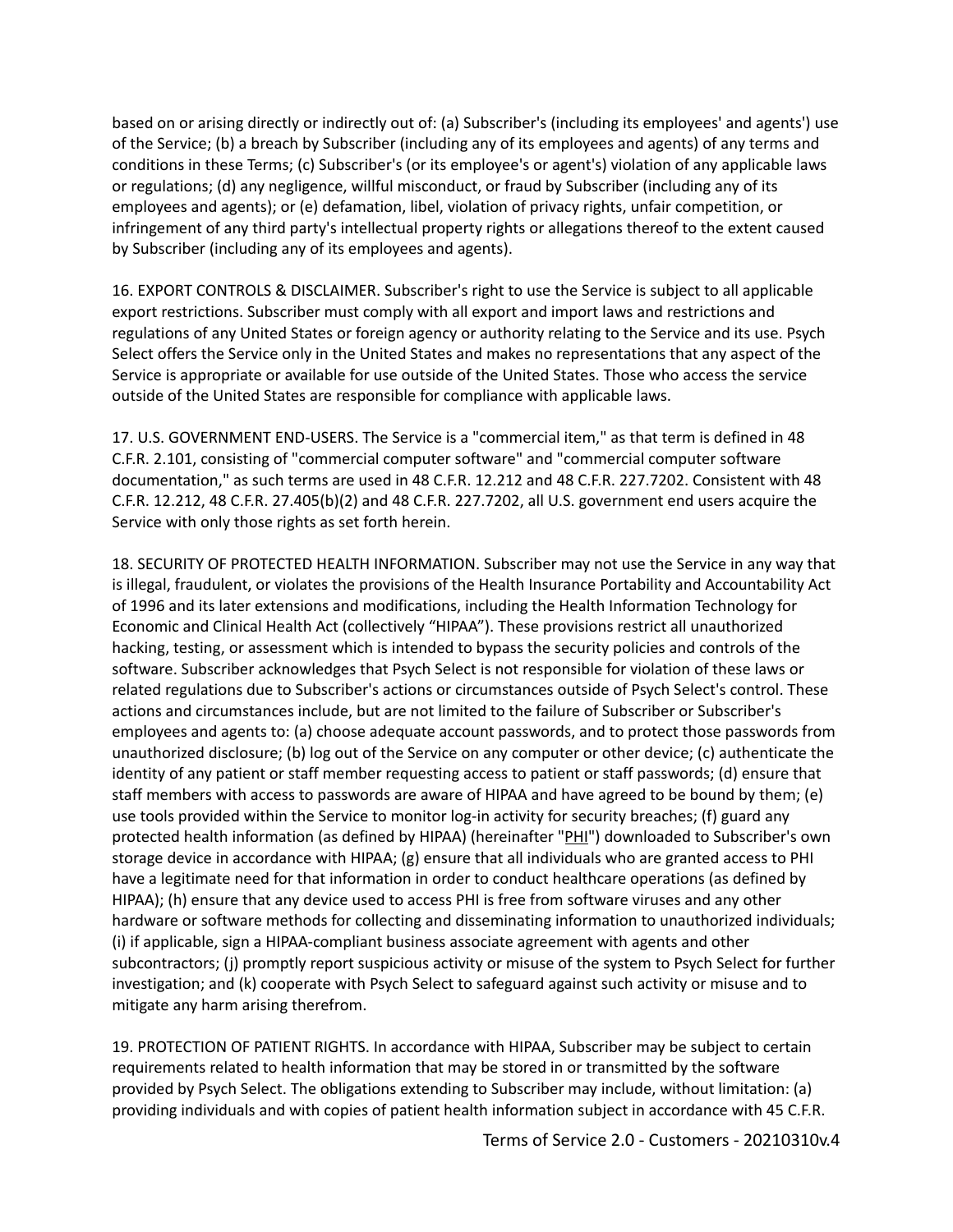based on or arising directly or indirectly out of: (a) Subscriber's (including its employees' and agents') use of the Service; (b) a breach by Subscriber (including any of its employees and agents) of any terms and conditions in these Terms; (c) Subscriber's (or its employee's or agent's) violation of any applicable laws or regulations; (d) any negligence, willful misconduct, or fraud by Subscriber (including any of its employees and agents); or (e) defamation, libel, violation of privacy rights, unfair competition, or infringement of any third party's intellectual property rights or allegations thereof to the extent caused by Subscriber (including any of its employees and agents).

16. EXPORT CONTROLS & DISCLAIMER. Subscriber's right to use the Service is subject to all applicable export restrictions. Subscriber must comply with all export and import laws and restrictions and regulations of any United States or foreign agency or authority relating to the Service and its use. Psych Select offers the Service only in the United States and makes no representations that any aspect of the Service is appropriate or available for use outside of the United States. Those who access the service outside of the United States are responsible for compliance with applicable laws.

17. U.S. GOVERNMENT END-USERS. The Service is a "commercial item," as that term is defined in 48 C.F.R. 2.101, consisting of "commercial computer software" and "commercial computer software documentation," as such terms are used in 48 C.F.R. 12.212 and 48 C.F.R. 227.7202. Consistent with 48 C.F.R. 12.212, 48 C.F.R. 27.405(b)(2) and 48 C.F.R. 227.7202, all U.S. government end users acquire the Service with only those rights as set forth herein.

18. SECURITY OF PROTECTED HEALTH INFORMATION. Subscriber may not use the Service in any way that is illegal, fraudulent, or violates the provisions of the Health Insurance Portability and Accountability Act of 1996 and its later extensions and modifications, including the Health Information Technology for Economic and Clinical Health Act (collectively "HIPAA"). These provisions restrict all unauthorized hacking, testing, or assessment which is intended to bypass the security policies and controls of the software. Subscriber acknowledges that Psych Select is not responsible for violation of these laws or related regulations due to Subscriber's actions or circumstances outside of Psych Select's control. These actions and circumstances include, but are not limited to the failure of Subscriber or Subscriber's employees and agents to: (a) choose adequate account passwords, and to protect those passwords from unauthorized disclosure; (b) log out of the Service on any computer or other device; (c) authenticate the identity of any patient or staff member requesting access to patient or staff passwords; (d) ensure that staff members with access to passwords are aware of HIPAA and have agreed to be bound by them; (e) use tools provided within the Service to monitor log-in activity for security breaches; (f) guard any protected health information (as defined by HIPAA) (hereinafter "PHI") downloaded to Subscriber's own storage device in accordance with HIPAA; (g) ensure that all individuals who are granted access to PHI have a legitimate need for that information in order to conduct healthcare operations (as defined by HIPAA); (h) ensure that any device used to access PHI is free from software viruses and any other hardware or software methods for collecting and disseminating information to unauthorized individuals; (i) if applicable, sign a HIPAA-compliant business associate agreement with agents and other subcontractors; (j) promptly report suspicious activity or misuse of the system to Psych Select for further investigation; and (k) cooperate with Psych Select to safeguard against such activity or misuse and to mitigate any harm arising therefrom.

19. PROTECTION OF PATIENT RIGHTS. In accordance with HIPAA, Subscriber may be subject to certain requirements related to health information that may be stored in or transmitted by the software provided by Psych Select. The obligations extending to Subscriber may include, without limitation: (a) providing individuals and with copies of patient health information subject in accordance with 45 C.F.R.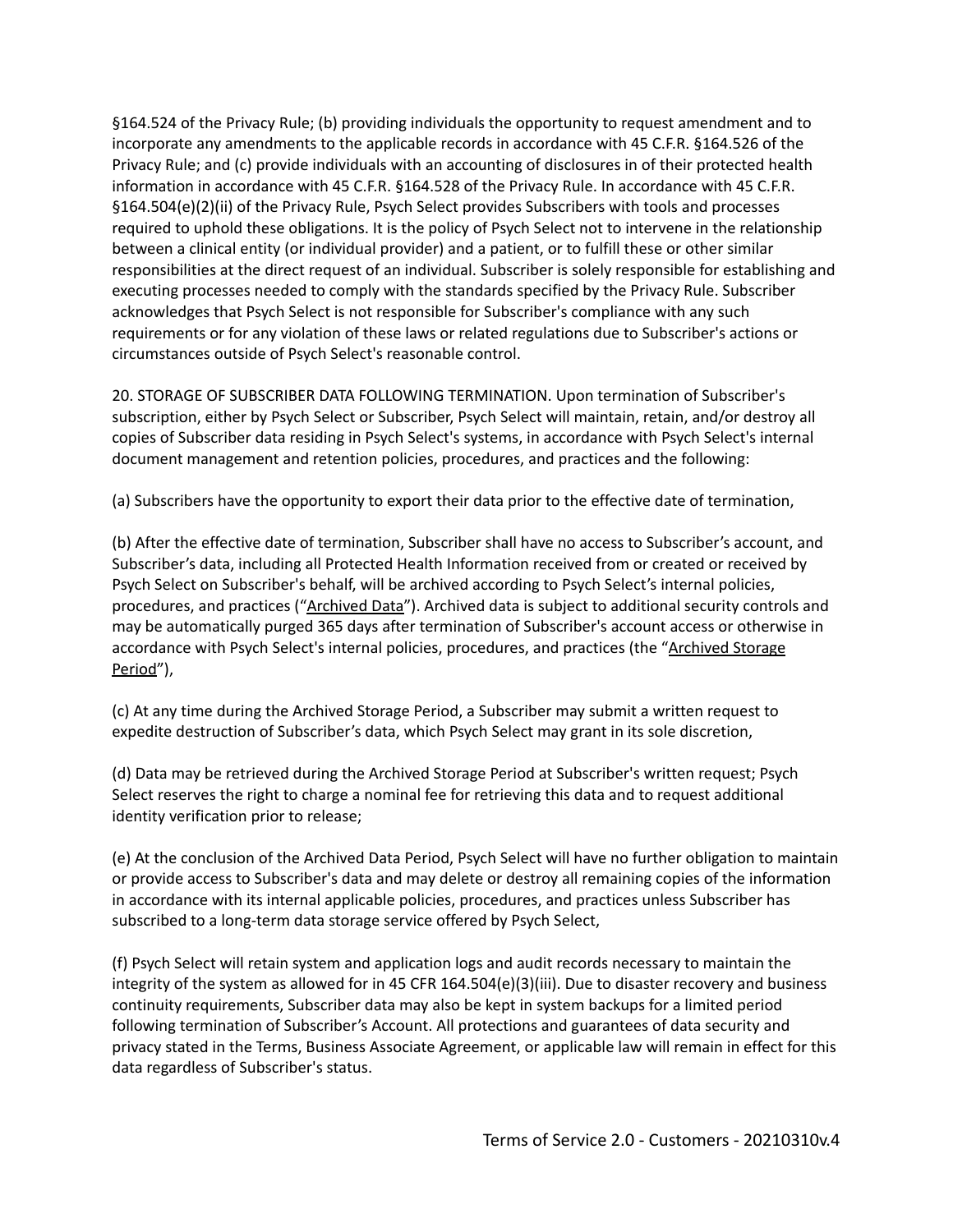§164.524 of the Privacy Rule; (b) providing individuals the opportunity to request amendment and to incorporate any amendments to the applicable records in accordance with 45 C.F.R. §164.526 of the Privacy Rule; and (c) provide individuals with an accounting of disclosures in of their protected health information in accordance with 45 C.F.R. §164.528 of the Privacy Rule. In accordance with 45 C.F.R. §164.504(e)(2)(ii) of the Privacy Rule, Psych Select provides Subscribers with tools and processes required to uphold these obligations. It is the policy of Psych Select not to intervene in the relationship between a clinical entity (or individual provider) and a patient, or to fulfill these or other similar responsibilities at the direct request of an individual. Subscriber is solely responsible for establishing and executing processes needed to comply with the standards specified by the Privacy Rule. Subscriber acknowledges that Psych Select is not responsible for Subscriber's compliance with any such requirements or for any violation of these laws or related regulations due to Subscriber's actions or circumstances outside of Psych Select's reasonable control.

20. STORAGE OF SUBSCRIBER DATA FOLLOWING TERMINATION. Upon termination of Subscriber's subscription, either by Psych Select or Subscriber, Psych Select will maintain, retain, and/or destroy all copies of Subscriber data residing in Psych Select's systems, in accordance with Psych Select's internal document management and retention policies, procedures, and practices and the following:

(a) Subscribers have the opportunity to export their data prior to the effective date of termination,

(b) After the effective date of termination, Subscriber shall have no access to Subscriber's account, and Subscriber's data, including all Protected Health Information received from or created or received by Psych Select on Subscriber's behalf, will be archived according to Psych Select's internal policies, procedures, and practices ("Archived Data"). Archived data is subject to additional security controls and may be automatically purged 365 days after termination of Subscriber's account access or otherwise in accordance with Psych Select's internal policies, procedures, and practices (the "Archived Storage Period"),

(c) At any time during the Archived Storage Period, a Subscriber may submit a written request to expedite destruction of Subscriber's data, which Psych Select may grant in its sole discretion,

(d) Data may be retrieved during the Archived Storage Period at Subscriber's written request; Psych Select reserves the right to charge a nominal fee for retrieving this data and to request additional identity verification prior to release;

(e) At the conclusion of the Archived Data Period, Psych Select will have no further obligation to maintain or provide access to Subscriber's data and may delete or destroy all remaining copies of the information in accordance with its internal applicable policies, procedures, and practices unless Subscriber has subscribed to a long-term data storage service offered by Psych Select,

(f) Psych Select will retain system and application logs and audit records necessary to maintain the integrity of the system as allowed for in 45 CFR 164.504(e)(3)(iii). Due to disaster recovery and business continuity requirements, Subscriber data may also be kept in system backups for a limited period following termination of Subscriber's Account. All protections and guarantees of data security and privacy stated in the Terms, Business Associate Agreement, or applicable law will remain in effect for this data regardless of Subscriber's status.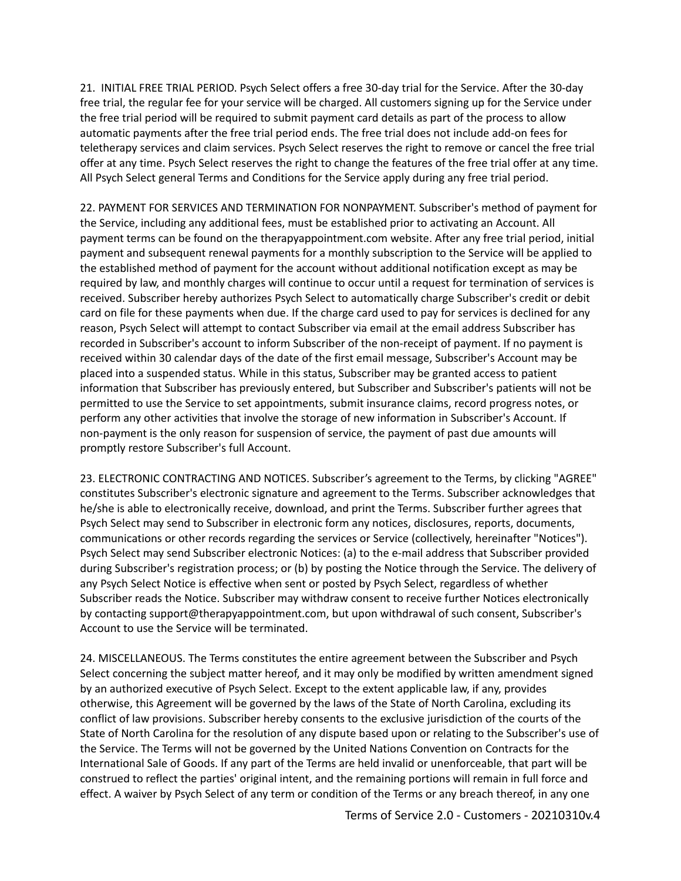21. INITIAL FREE TRIAL PERIOD. Psych Select offers a free 30-day trial for the Service. After the 30-day free trial, the regular fee for your service will be charged. All customers signing up for the Service under the free trial period will be required to submit payment card details as part of the process to allow automatic payments after the free trial period ends. The free trial does not include add-on fees for teletherapy services and claim services. Psych Select reserves the right to remove or cancel the free trial offer at any time. Psych Select reserves the right to change the features of the free trial offer at any time. All Psych Select general Terms and Conditions for the Service apply during any free trial period.

22. PAYMENT FOR SERVICES AND TERMINATION FOR NONPAYMENT. Subscriber's method of payment for the Service, including any additional fees, must be established prior to activating an Account. All payment terms can be found on the therapyappointment.com website. After any free trial period, initial payment and subsequent renewal payments for a monthly subscription to the Service will be applied to the established method of payment for the account without additional notification except as may be required by law, and monthly charges will continue to occur until a request for termination of services is received. Subscriber hereby authorizes Psych Select to automatically charge Subscriber's credit or debit card on file for these payments when due. If the charge card used to pay for services is declined for any reason, Psych Select will attempt to contact Subscriber via email at the email address Subscriber has recorded in Subscriber's account to inform Subscriber of the non-receipt of payment. If no payment is received within 30 calendar days of the date of the first email message, Subscriber's Account may be placed into a suspended status. While in this status, Subscriber may be granted access to patient information that Subscriber has previously entered, but Subscriber and Subscriber's patients will not be permitted to use the Service to set appointments, submit insurance claims, record progress notes, or perform any other activities that involve the storage of new information in Subscriber's Account. If non-payment is the only reason for suspension of service, the payment of past due amounts will promptly restore Subscriber's full Account.

23. ELECTRONIC CONTRACTING AND NOTICES. Subscriber's agreement to the Terms, by clicking "AGREE" constitutes Subscriber's electronic signature and agreement to the Terms. Subscriber acknowledges that he/she is able to electronically receive, download, and print the Terms. Subscriber further agrees that Psych Select may send to Subscriber in electronic form any notices, disclosures, reports, documents, communications or other records regarding the services or Service (collectively, hereinafter "Notices"). Psych Select may send Subscriber electronic Notices: (a) to the e-mail address that Subscriber provided during Subscriber's registration process; or (b) by posting the Notice through the Service. The delivery of any Psych Select Notice is effective when sent or posted by Psych Select, regardless of whether Subscriber reads the Notice. Subscriber may withdraw consent to receive further Notices electronically by contacting support@therapyappointment.com, but upon withdrawal of such consent, Subscriber's Account to use the Service will be terminated.

24. MISCELLANEOUS. The Terms constitutes the entire agreement between the Subscriber and Psych Select concerning the subject matter hereof, and it may only be modified by written amendment signed by an authorized executive of Psych Select. Except to the extent applicable law, if any, provides otherwise, this Agreement will be governed by the laws of the State of North Carolina, excluding its conflict of law provisions. Subscriber hereby consents to the exclusive jurisdiction of the courts of the State of North Carolina for the resolution of any dispute based upon or relating to the Subscriber's use of the Service. The Terms will not be governed by the United Nations Convention on Contracts for the International Sale of Goods. If any part of the Terms are held invalid or unenforceable, that part will be construed to reflect the parties' original intent, and the remaining portions will remain in full force and effect. A waiver by Psych Select of any term or condition of the Terms or any breach thereof, in any one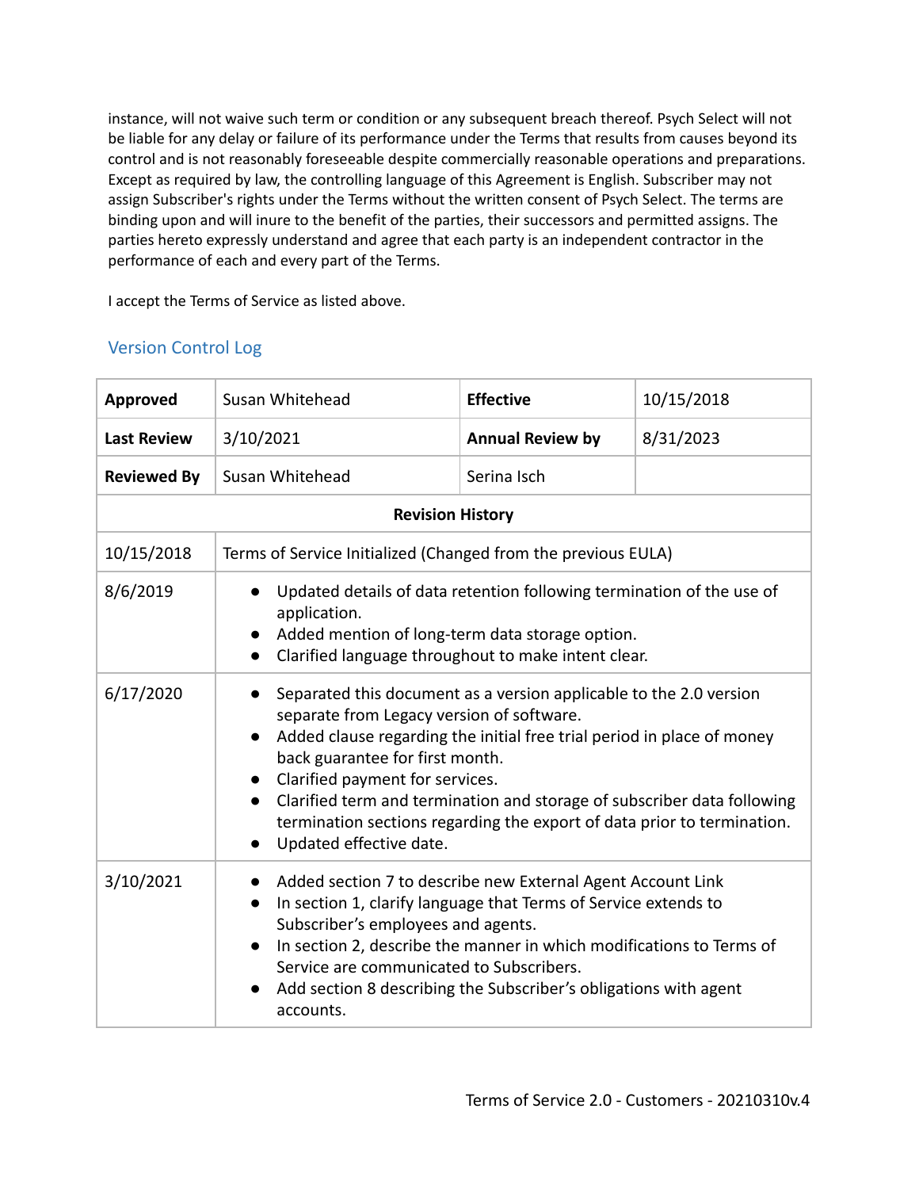instance, will not waive such term or condition or any subsequent breach thereof. Psych Select will not be liable for any delay or failure of its performance under the Terms that results from causes beyond its control and is not reasonably foreseeable despite commercially reasonable operations and preparations. Except as required by law, the controlling language of this Agreement is English. Subscriber may not assign Subscriber's rights under the Terms without the written consent of Psych Select. The terms are binding upon and will inure to the benefit of the parties, their successors and permitted assigns. The parties hereto expressly understand and agree that each party is an independent contractor in the performance of each and every part of the Terms.

I accept the Terms of Service as listed above.

## Version Control Log

| | | | |
|---|---|---|---|
| **Approved** | Susan Whitehead | **Effective** | 10/15/2018 |
| **Last Review** | 3/10/2021 | **Annual Review by** | 8/31/2023 |
| **Reviewed By** | Susan Whitehead | Serina Isch | |
| **Revision History** | | | |
| 10/15/2018 | Terms of Service Initialized (Changed from the previous EULA) | | |
| 8/6/2019 | • Updated details of data retention following termination of the use of application.<br>• Added mention of long-term data storage option.<br>• Clarified language throughout to make intent clear. | | |
| 6/17/2020 | • Separated this document as a version applicable to the 2.0 version separate from Legacy version of software.<br>• Added clause regarding the initial free trial period in place of money back guarantee for first month.<br>• Clarified payment for services.<br>• Clarified term and termination and storage of subscriber data following termination sections regarding the export of data prior to termination.<br>• Updated effective date. | | |
| 3/10/2021 | • Added section 7 to describe new External Agent Account Link<br>• In section 1, clarify language that Terms of Service extends to Subscriber's employees and agents.<br>• In section 2, describe the manner in which modifications to Terms of Service are communicated to Subscribers.<br>• Add section 8 describing the Subscriber's obligations with agent accounts. | | |

Terms of Service 2.0 - Customers - 20210310v.4